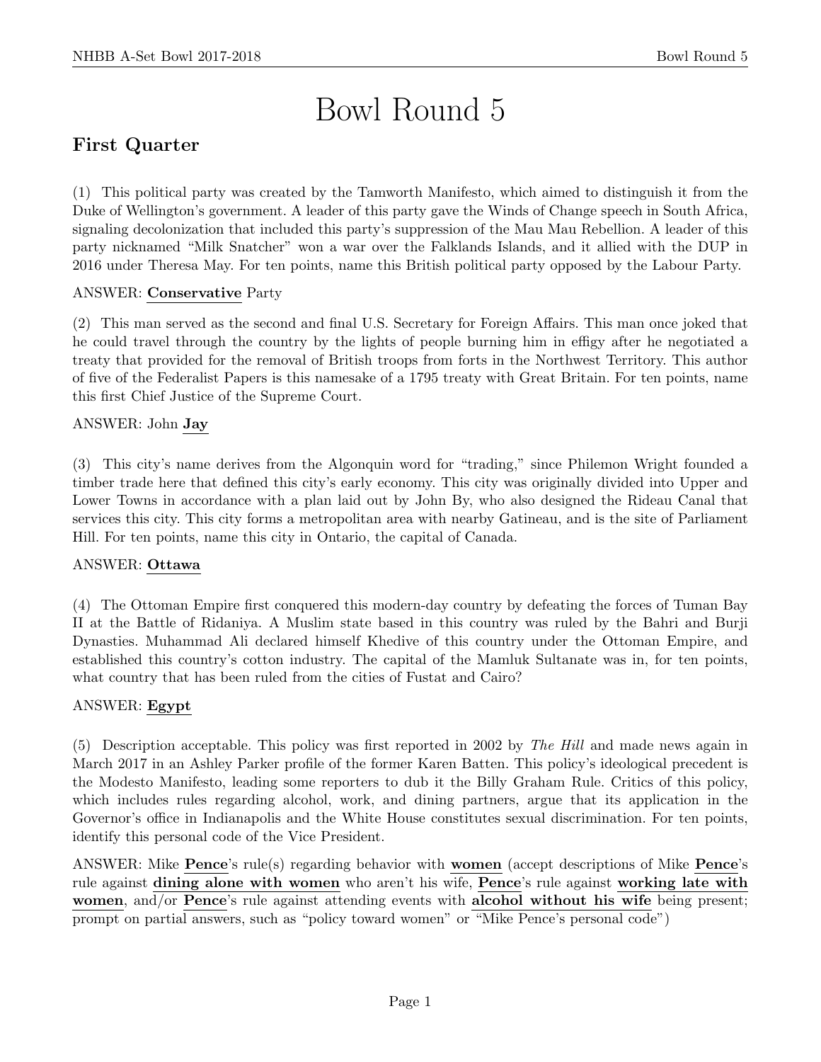# Bowl Round 5

## First Quarter

(1) This political party was created by the Tamworth Manifesto, which aimed to distinguish it from the Duke of Wellington's government. A leader of this party gave the Winds of Change speech in South Africa, signaling decolonization that included this party's suppression of the Mau Mau Rebellion. A leader of this party nicknamed "Milk Snatcher" won a war over the Falklands Islands, and it allied with the DUP in 2016 under Theresa May. For ten points, name this British political party opposed by the Labour Party.

ANSWER: **Conservative** Party

(2) This man served as the second and final U.S. Secretary for Foreign Affairs. This man once joked that he could travel through the country by the lights of people burning him in effigy after he negotiated a treaty that provided for the removal of British troops from forts in the Northwest Territory. This author of five of the Federalist Papers is this namesake of a 1795 treaty with Great Britain. For ten points, name this first Chief Justice of the Supreme Court.

ANSWER: John **Jay**

(3) This city's name derives from the Algonquin word for "trading," since Philemon Wright founded a timber trade here that defined this city's early economy. This city was originally divided into Upper and Lower Towns in accordance with a plan laid out by John By, who also designed the Rideau Canal that services this city. This city forms a metropolitan area with nearby Gatineau, and is the site of Parliament Hill. For ten points, name this city in Ontario, the capital of Canada.

ANSWER: **Ottawa**

(4) The Ottoman Empire first conquered this modern-day country by defeating the forces of Tuman Bay II at the Battle of Ridaniya. A Muslim state based in this country was ruled by the Bahri and Burji Dynasties. Muhammad Ali declared himself Khedive of this country under the Ottoman Empire, and established this country's cotton industry. The capital of the Mamluk Sultanate was in, for ten points, what country that has been ruled from the cities of Fustat and Cairo?

ANSWER: **Egypt**

(5) Description acceptable. This policy was first reported in 2002 by *The Hill* and made news again in March 2017 in an Ashley Parker profile of the former Karen Batten. This policy's ideological precedent is the Modesto Manifesto, leading some reporters to dub it the Billy Graham Rule. Critics of this policy, which includes rules regarding alcohol, work, and dining partners, argue that its application in the Governor's office in Indianapolis and the White House constitutes sexual discrimination. For ten points, identify this personal code of the Vice President.

ANSWER: Mike **Pence**'s rule(s) regarding behavior with **women** (accept descriptions of Mike **Pence**'s rule against **dining alone with women** who aren't his wife, **Pence**'s rule against **working late with women**, and/or **Pence**'s rule against attending events with **alcohol without his wife** being present; prompt on partial answers, such as "policy toward women" or "Mike Pence's personal code")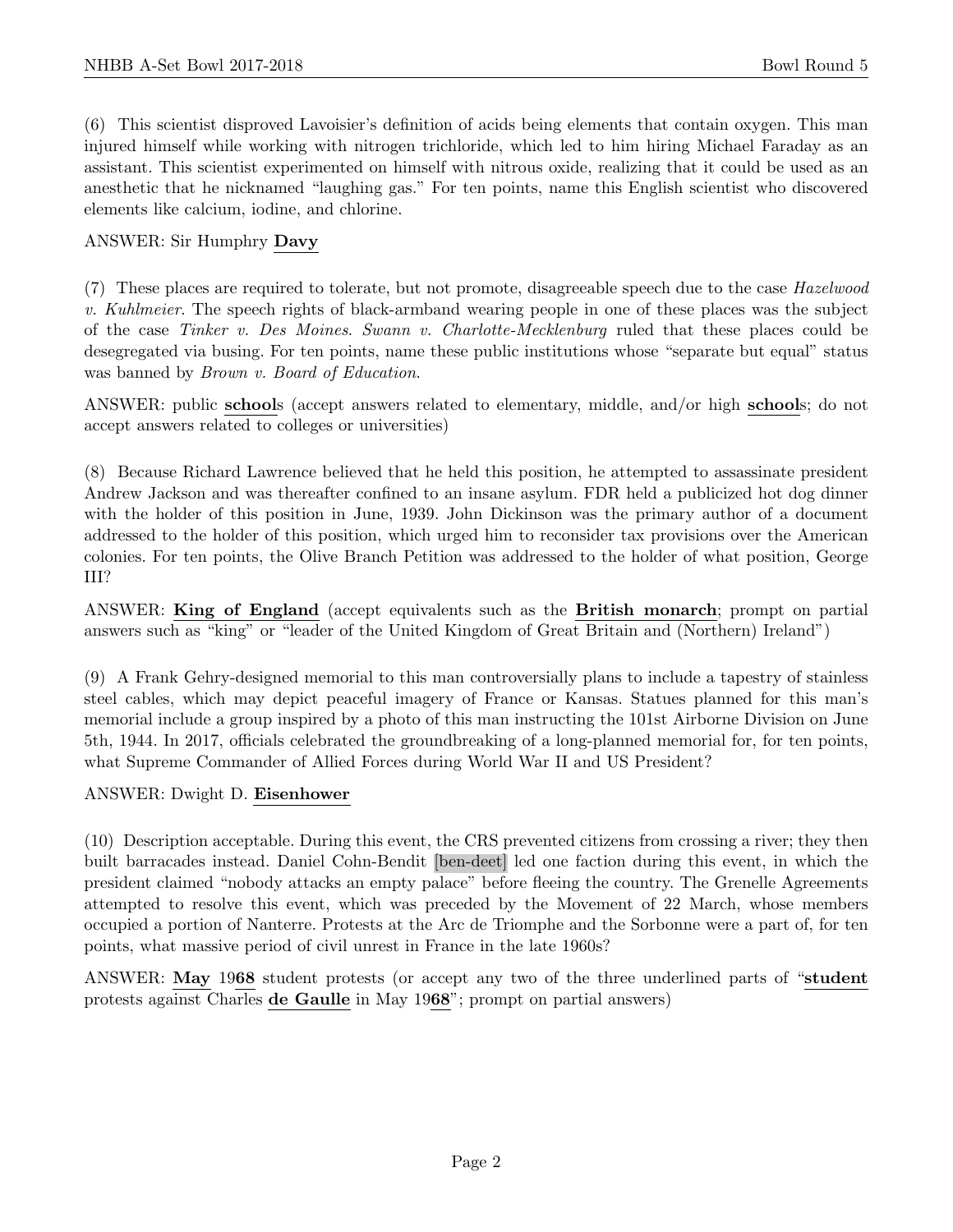(6) This scientist disproved Lavoisier's definition of acids being elements that contain oxygen. This man injured himself while working with nitrogen trichloride, which led to him hiring Michael Faraday as an assistant. This scientist experimented on himself with nitrous oxide, realizing that it could be used as an anesthetic that he nicknamed "laughing gas." For ten points, name this English scientist who discovered elements like calcium, iodine, and chlorine.

ANSWER: Sir Humphry **Davy**

(7) These places are required to tolerate, but not promote, disagreeable speech due to the case *Hazelwood v. Kuhlmeier*. The speech rights of black-armband wearing people in one of these places was the subject of the case *Tinker v. Des Moines*. *Swann v. Charlotte-Mecklenburg* ruled that these places could be desegregated via busing. For ten points, name these public institutions whose "separate but equal" status was banned by *Brown v. Board of Education*.

ANSWER: public **school**s (accept answers related to elementary, middle, and/or high **school**s; do not accept answers related to colleges or universities)

(8) Because Richard Lawrence believed that he held this position, he attempted to assassinate president Andrew Jackson and was thereafter confined to an insane asylum. FDR held a publicized hot dog dinner with the holder of this position in June, 1939. John Dickinson was the primary author of a document addressed to the holder of this position, which urged him to reconsider tax provisions over the American colonies. For ten points, the Olive Branch Petition was addressed to the holder of what position, George III?

ANSWER: **King of England** (accept equivalents such as the **British monarch**; prompt on partial answers such as "king" or "leader of the United Kingdom of Great Britain and (Northern) Ireland")

(9) A Frank Gehry-designed memorial to this man controversially plans to include a tapestry of stainless steel cables, which may depict peaceful imagery of France or Kansas. Statues planned for this man's memorial include a group inspired by a photo of this man instructing the 101st Airborne Division on June 5th, 1944. In 2017, officials celebrated the groundbreaking of a long-planned memorial for, for ten points, what Supreme Commander of Allied Forces during World War II and US President?

ANSWER: Dwight D. **Eisenhower**

(10) Description acceptable. During this event, the CRS prevented citizens from crossing a river; they then built barracades instead. Daniel Cohn-Bendit [ben-deet] led one faction during this event, in which the president claimed "nobody attacks an empty palace" before fleeing the country. The Grenelle Agreements attempted to resolve this event, which was preceded by the Movement of 22 March, whose members occupied a portion of Nanterre. Protests at the Arc de Triomphe and the Sorbonne were a part of, for ten points, what massive period of civil unrest in France in the late 1960s?

ANSWER: **May** 19**68** student protests (or accept any two of the three underlined parts of "**student** protests against Charles **de Gaulle** in May 19**68**"; prompt on partial answers)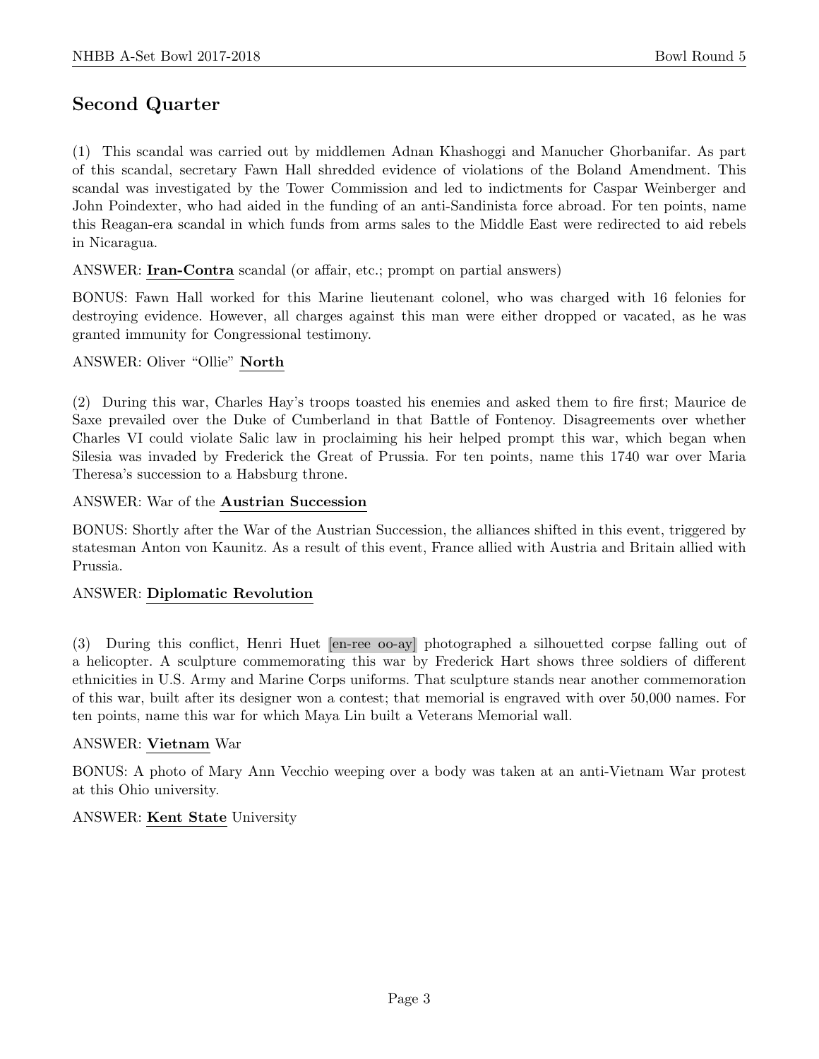## Second Quarter

(1) This scandal was carried out by middlemen Adnan Khashoggi and Manucher Ghorbanifar. As part of this scandal, secretary Fawn Hall shredded evidence of violations of the Boland Amendment. This scandal was investigated by the Tower Commission and led to indictments for Caspar Weinberger and John Poindexter, who had aided in the funding of an anti-Sandinista force abroad. For ten points, name this Reagan-era scandal in which funds from arms sales to the Middle East were redirected to aid rebels in Nicaragua.

ANSWER: **Iran-Contra** scandal (or affair, etc.; prompt on partial answers)

BONUS: Fawn Hall worked for this Marine lieutenant colonel, who was charged with 16 felonies for destroying evidence. However, all charges against this man were either dropped or vacated, as he was granted immunity for Congressional testimony.

ANSWER: Oliver "Ollie" **North**

(2) During this war, Charles Hay's troops toasted his enemies and asked them to fire first; Maurice de Saxe prevailed over the Duke of Cumberland in that Battle of Fontenoy. Disagreements over whether Charles VI could violate Salic law in proclaiming his heir helped prompt this war, which began when Silesia was invaded by Frederick the Great of Prussia. For ten points, name this 1740 war over Maria Theresa's succession to a Habsburg throne.

ANSWER: War of the **Austrian Succession**

BONUS: Shortly after the War of the Austrian Succession, the alliances shifted in this event, triggered by statesman Anton von Kaunitz. As a result of this event, France allied with Austria and Britain allied with Prussia.

ANSWER: **Diplomatic Revolution**

(3) During this conflict, Henri Huet [en-ree oo-ay] photographed a silhouetted corpse falling out of a helicopter. A sculpture commemorating this war by Frederick Hart shows three soldiers of different ethnicities in U.S. Army and Marine Corps uniforms. That sculpture stands near another commemoration of this war, built after its designer won a contest; that memorial is engraved with over 50,000 names. For ten points, name this war for which Maya Lin built a Veterans Memorial wall.

ANSWER: **Vietnam** War

BONUS: A photo of Mary Ann Vecchio weeping over a body was taken at an anti-Vietnam War protest at this Ohio university.

ANSWER: **Kent State** University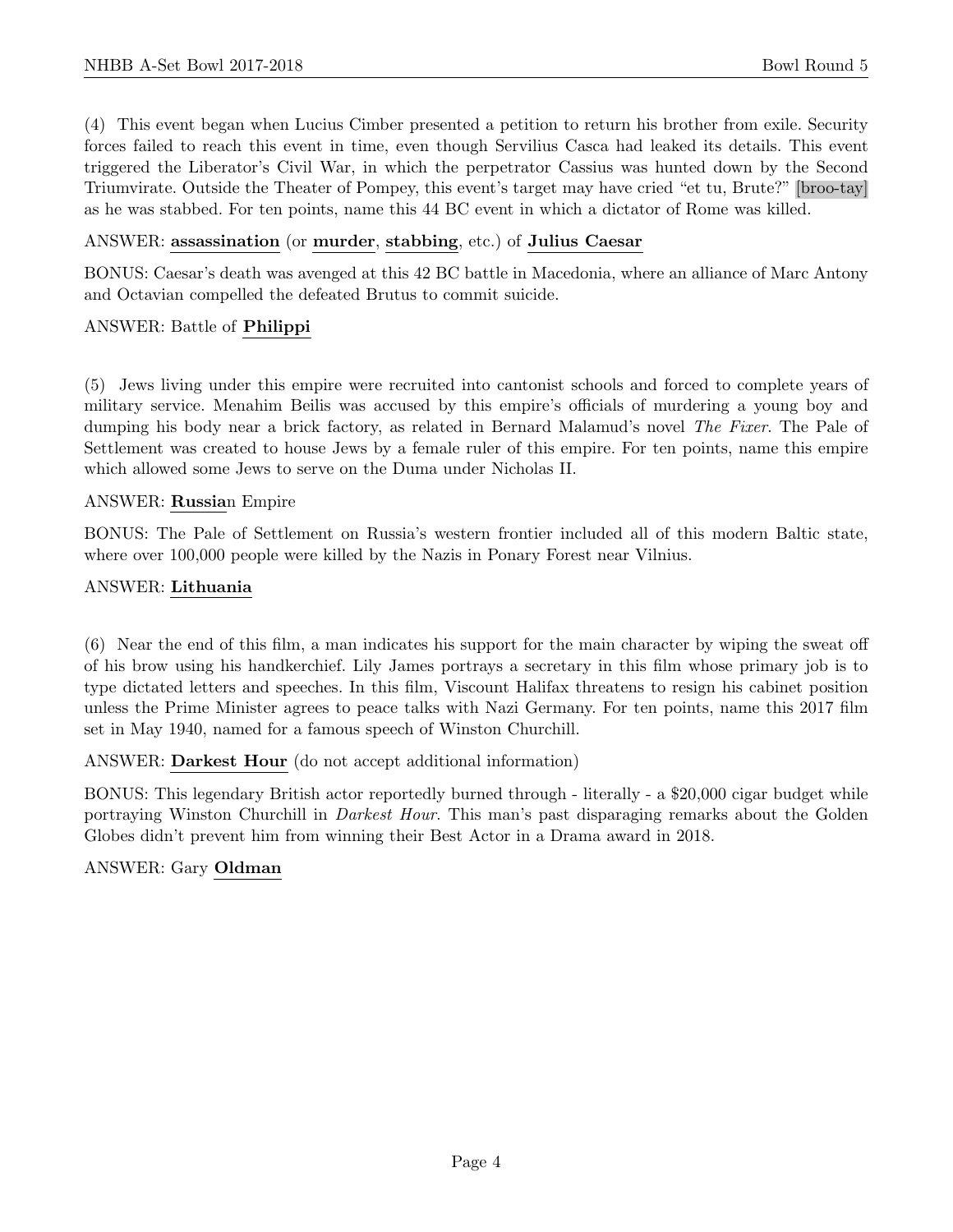(4) This event began when Lucius Cimber presented a petition to return his brother from exile. Security forces failed to reach this event in time, even though Servilius Casca had leaked its details. This event triggered the Liberator's Civil War, in which the perpetrator Cassius was hunted down by the Second Triumvirate. Outside the Theater of Pompey, this event's target may have cried "et tu, Brute?" [broo-tay] as he was stabbed. For ten points, name this 44 BC event in which a dictator of Rome was killed.

ANSWER: **assassination** (or **murder**, **stabbing**, etc.) of **Julius Caesar**

BONUS: Caesar's death was avenged at this 42 BC battle in Macedonia, where an alliance of Marc Antony and Octavian compelled the defeated Brutus to commit suicide.

ANSWER: Battle of **Philippi**

(5) Jews living under this empire were recruited into cantonist schools and forced to complete years of military service. Menahim Beilis was accused by this empire's officials of murdering a young boy and dumping his body near a brick factory, as related in Bernard Malamud's novel *The Fixer*. The Pale of Settlement was created to house Jews by a female ruler of this empire. For ten points, name this empire which allowed some Jews to serve on the Duma under Nicholas II.

ANSWER: **Russia**n Empire

BONUS: The Pale of Settlement on Russia's western frontier included all of this modern Baltic state, where over 100,000 people were killed by the Nazis in Ponary Forest near Vilnius.

ANSWER: **Lithuania**

(6) Near the end of this film, a man indicates his support for the main character by wiping the sweat off of his brow using his handkerchief. Lily James portrays a secretary in this film whose primary job is to type dictated letters and speeches. In this film, Viscount Halifax threatens to resign his cabinet position unless the Prime Minister agrees to peace talks with Nazi Germany. For ten points, name this 2017 film set in May 1940, named for a famous speech of Winston Churchill.

ANSWER: **Darkest Hour** (do not accept additional information)

BONUS: This legendary British actor reportedly burned through - literally - a $20,000 cigar budget while portraying Winston Churchill in *Darkest Hour*. This man's past disparaging remarks about the Golden Globes didn't prevent him from winning their Best Actor in a Drama award in 2018.

ANSWER: Gary **Oldman**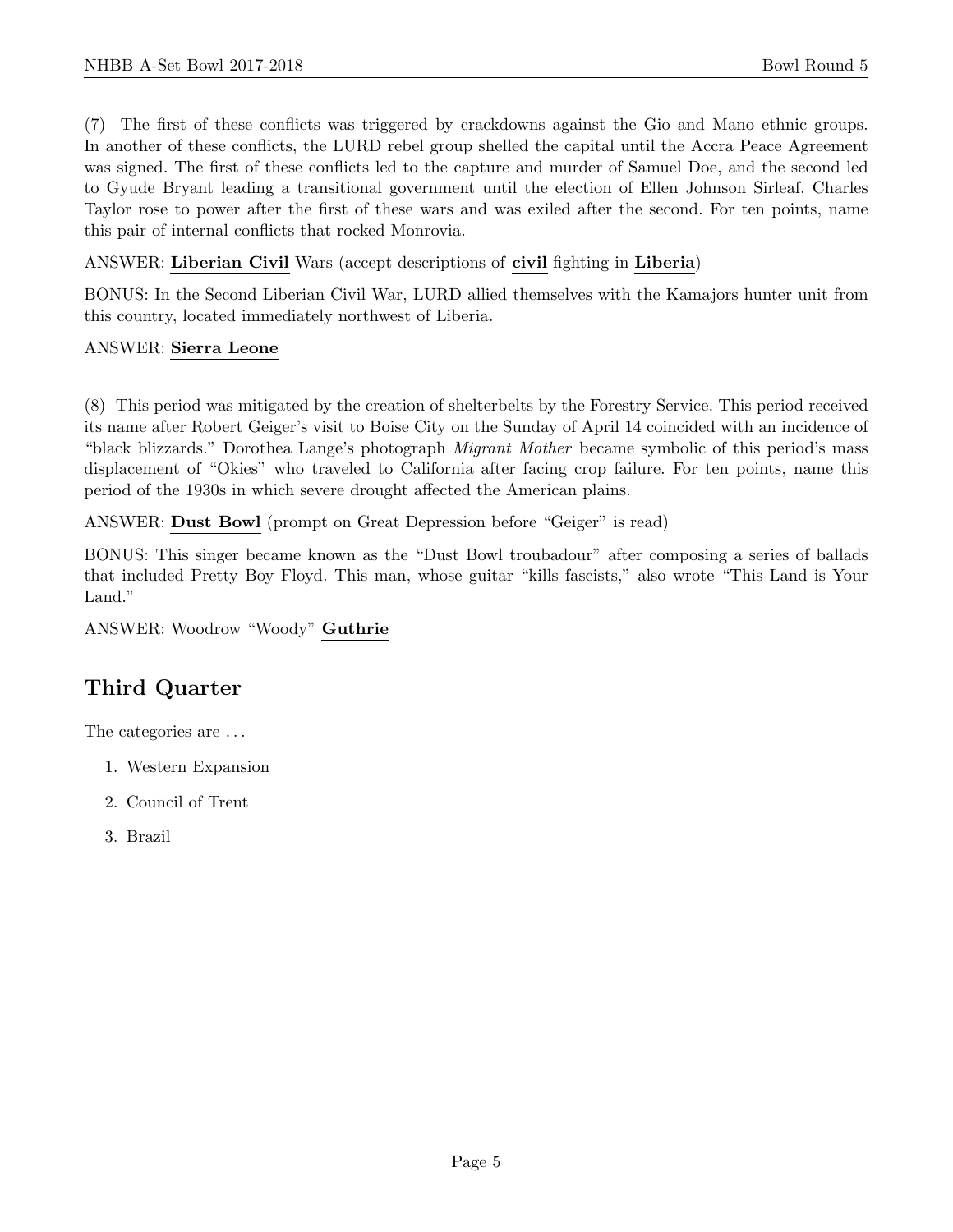(7) The first of these conflicts was triggered by crackdowns against the Gio and Mano ethnic groups. In another of these conflicts, the LURD rebel group shelled the capital until the Accra Peace Agreement was signed. The first of these conflicts led to the capture and murder of Samuel Doe, and the second led to Gyude Bryant leading a transitional government until the election of Ellen Johnson Sirleaf. Charles Taylor rose to power after the first of these wars and was exiled after the second. For ten points, name this pair of internal conflicts that rocked Monrovia.

ANSWER: **Liberian Civil** Wars (accept descriptions of **civil** fighting in **Liberia**)

BONUS: In the Second Liberian Civil War, LURD allied themselves with the Kamajors hunter unit from this country, located immediately northwest of Liberia.

ANSWER: **Sierra Leone**

(8) This period was mitigated by the creation of shelterbelts by the Forestry Service. This period received its name after Robert Geiger's visit to Boise City on the Sunday of April 14 coincided with an incidence of "black blizzards." Dorothea Lange's photograph *Migrant Mother* became symbolic of this period's mass displacement of "Okies" who traveled to California after facing crop failure. For ten points, name this period of the 1930s in which severe drought affected the American plains.

ANSWER: **Dust Bowl** (prompt on Great Depression before "Geiger" is read)

BONUS: This singer became known as the "Dust Bowl troubadour" after composing a series of ballads that included Pretty Boy Floyd. This man, whose guitar "kills fascists," also wrote "This Land is Your Land."

ANSWER: Woodrow "Woody" **Guthrie**

## Third Quarter

The categories are ...

1. Western Expansion
2. Council of Trent
3. Brazil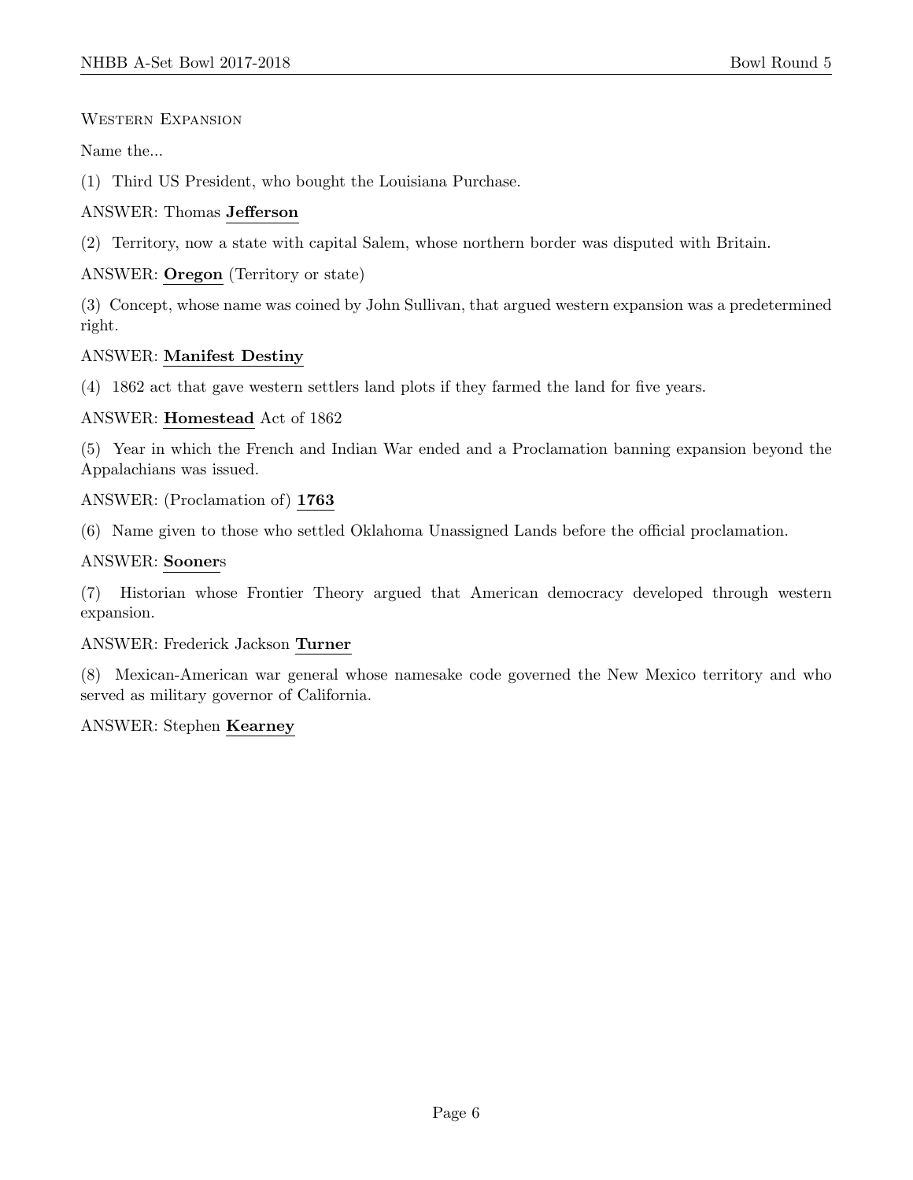Western Expansion

Name the...

(1) Third US President, who bought the Louisiana Purchase.

ANSWER: Thomas **Jefferson**

(2) Territory, now a state with capital Salem, whose northern border was disputed with Britain.

ANSWER: **Oregon** (Territory or state)

(3) Concept, whose name was coined by John Sullivan, that argued western expansion was a predetermined right.

ANSWER: **Manifest Destiny**

(4) 1862 act that gave western settlers land plots if they farmed the land for five years.

ANSWER: **Homestead** Act of 1862

(5) Year in which the French and Indian War ended and a Proclamation banning expansion beyond the Appalachians was issued.

ANSWER: (Proclamation of) **1763**

(6) Name given to those who settled Oklahoma Unassigned Lands before the official proclamation.

ANSWER: **Sooner**s

(7) Historian whose Frontier Theory argued that American democracy developed through western expansion.

ANSWER: Frederick Jackson **Turner**

(8) Mexican-American war general whose namesake code governed the New Mexico territory and who served as military governor of California.

ANSWER: Stephen **Kearney**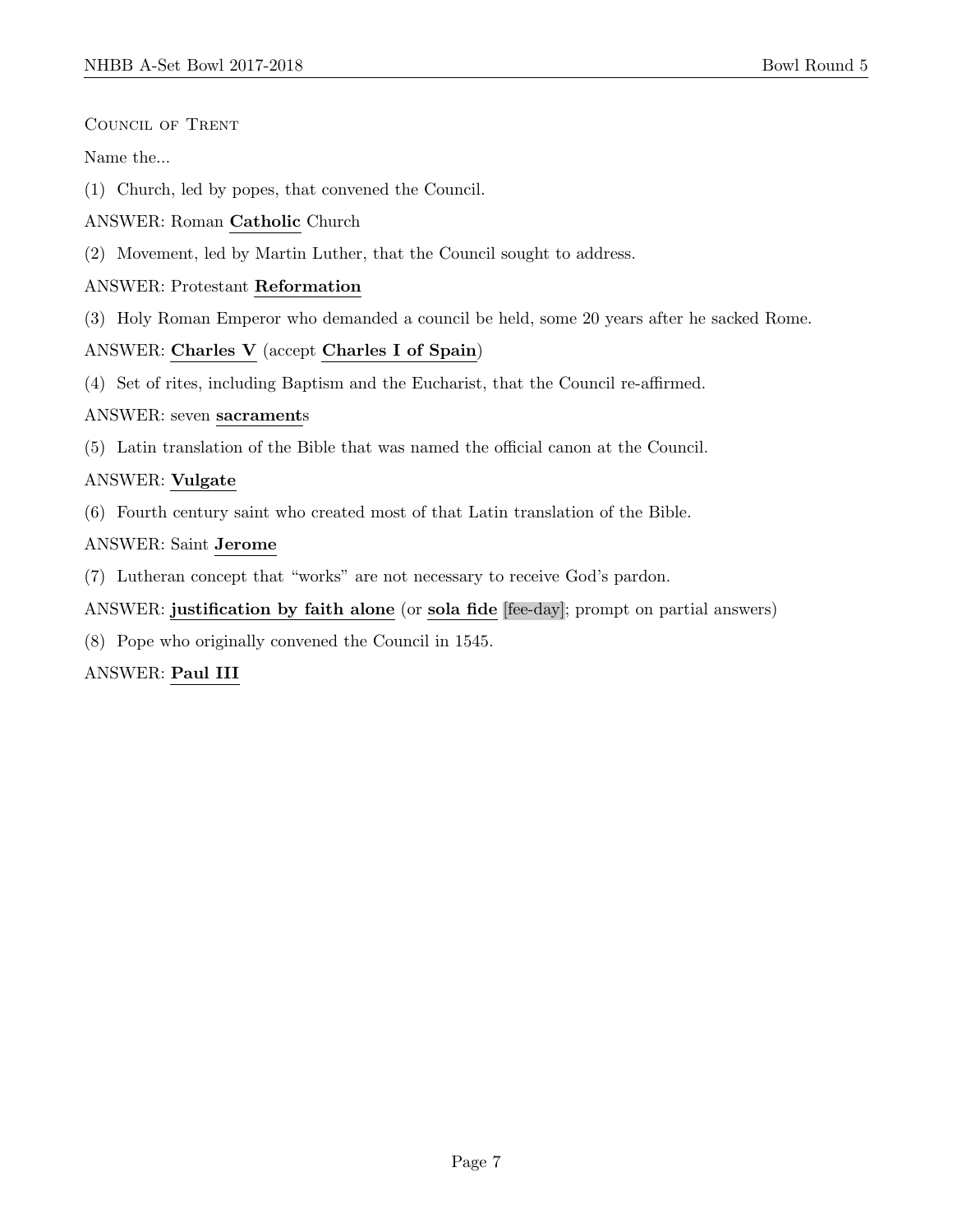Council of Trent

Name the...

(1) Church, led by popes, that convened the Council.

ANSWER: Roman **Catholic** Church

(2) Movement, led by Martin Luther, that the Council sought to address.

ANSWER: Protestant **Reformation**

(3) Holy Roman Emperor who demanded a council be held, some 20 years after he sacked Rome.

ANSWER: **Charles V** (accept **Charles I of Spain**)

(4) Set of rites, including Baptism and the Eucharist, that the Council re-affirmed.

ANSWER: seven **sacrament**s

(5) Latin translation of the Bible that was named the official canon at the Council.

ANSWER: **Vulgate**

(6) Fourth century saint who created most of that Latin translation of the Bible.

ANSWER: Saint **Jerome**

(7) Lutheran concept that "works" are not necessary to receive God's pardon.

ANSWER: **justification by faith alone** (or **sola fide** [fee-day]; prompt on partial answers)

(8) Pope who originally convened the Council in 1545.

ANSWER: **Paul III**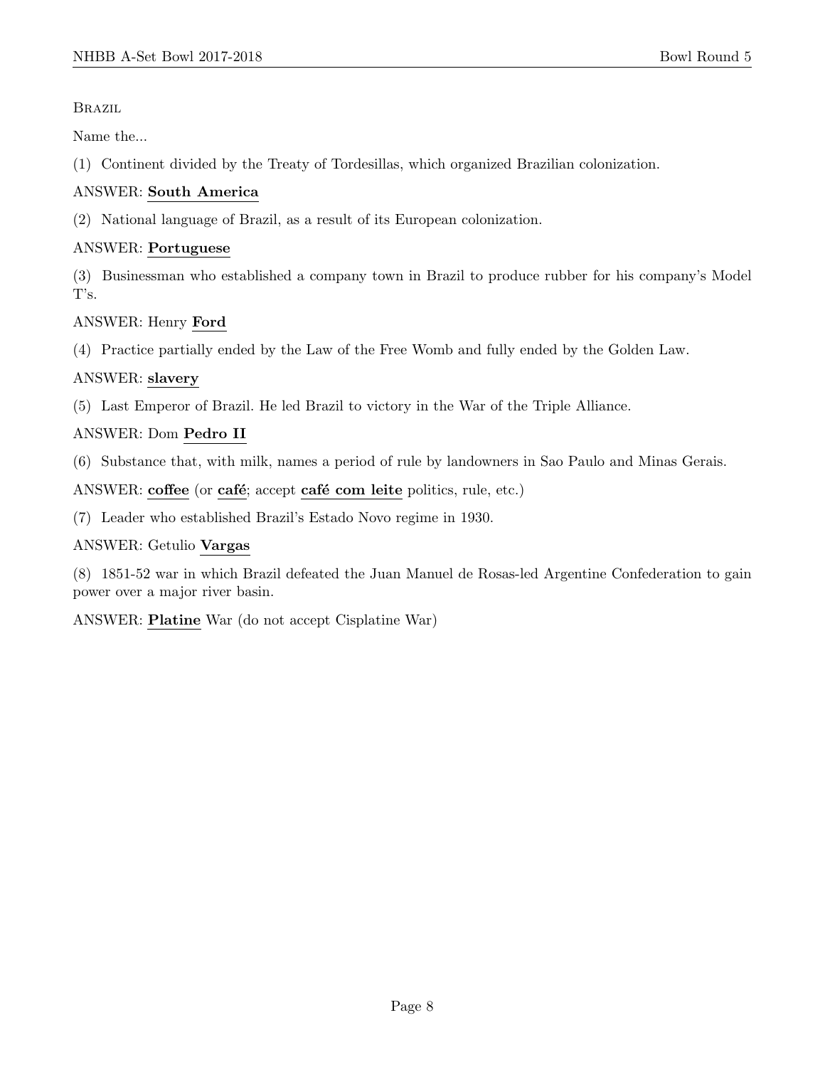Brazil

Name the...

(1) Continent divided by the Treaty of Tordesillas, which organized Brazilian colonization.

ANSWER: **South America**

(2) National language of Brazil, as a result of its European colonization.

ANSWER: **Portuguese**

(3) Businessman who established a company town in Brazil to produce rubber for his company's Model T's.

ANSWER: Henry **Ford**

(4) Practice partially ended by the Law of the Free Womb and fully ended by the Golden Law.

ANSWER: **slavery**

(5) Last Emperor of Brazil. He led Brazil to victory in the War of the Triple Alliance.

ANSWER: Dom **Pedro II**

(6) Substance that, with milk, names a period of rule by landowners in Sao Paulo and Minas Gerais.

ANSWER: **coffee** (or **café**; accept **café com leite** politics, rule, etc.)

(7) Leader who established Brazil's Estado Novo regime in 1930.

ANSWER: Getulio **Vargas**

(8) 1851-52 war in which Brazil defeated the Juan Manuel de Rosas-led Argentine Confederation to gain power over a major river basin.

ANSWER: **Platine** War (do not accept Cisplatine War)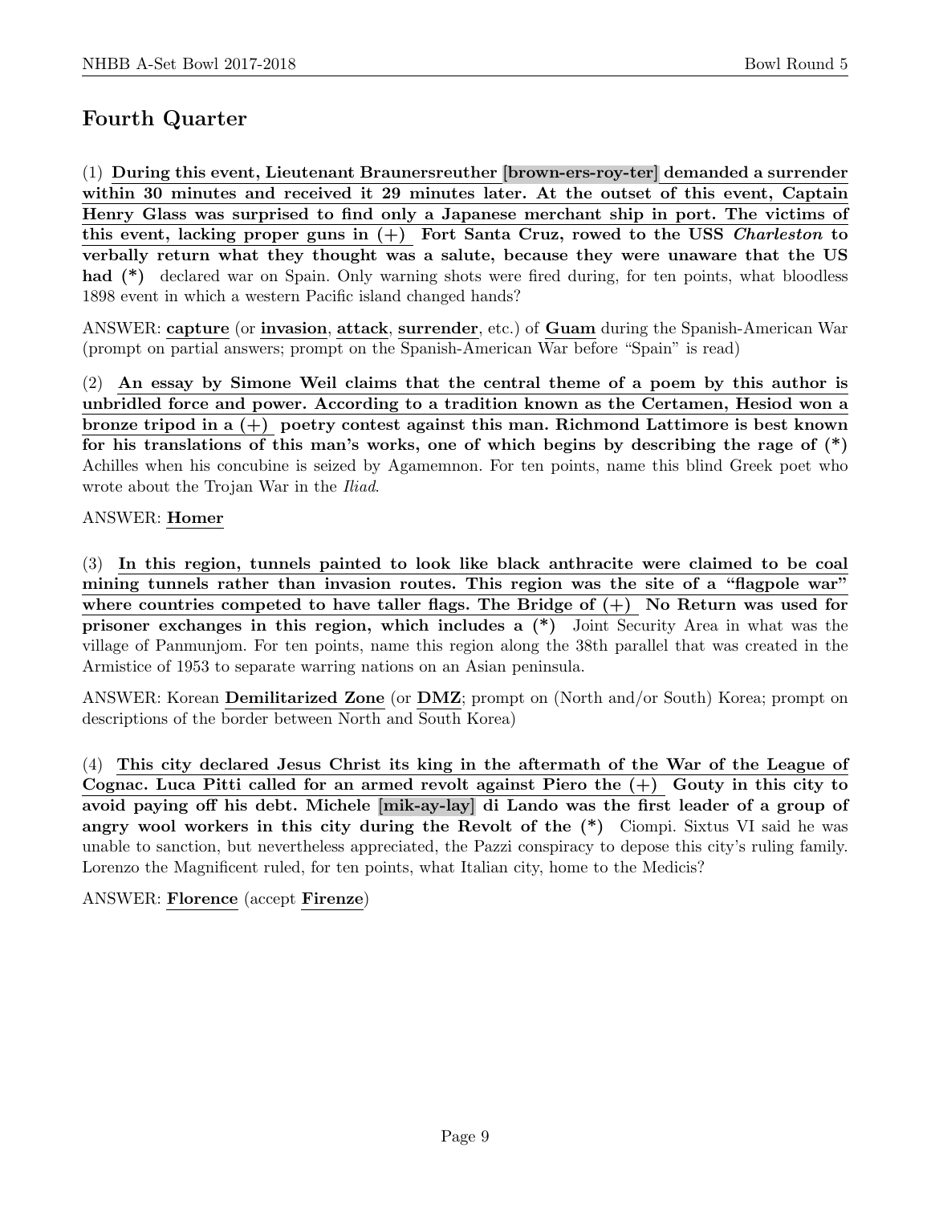## Fourth Quarter

(1) **During this event, Lieutenant Braunersreuther [brown-ers-roy-ter] demanded a surrender within 30 minutes and received it 29 minutes later. At the outset of this event, Captain Henry Glass was surprised to find only a Japanese merchant ship in port. The victims of this event, lacking proper guns in (+) Fort Santa Cruz, rowed to the USS *Charleston* to verbally return what they thought was a salute, because they were unaware that the US had (\*)** declared war on Spain. Only warning shots were fired during, for ten points, what bloodless 1898 event in which a western Pacific island changed hands?

ANSWER: **capture** (or **invasion**, **attack**, **surrender**, etc.) of **Guam** during the Spanish-American War (prompt on partial answers; prompt on the Spanish-American War before "Spain" is read)

(2) **An essay by Simone Weil claims that the central theme of a poem by this author is unbridled force and power. According to a tradition known as the Certamen, Hesiod won a bronze tripod in a (+) poetry contest against this man. Richmond Lattimore is best known for his translations of this man's works, one of which begins by describing the rage of (\*)** Achilles when his concubine is seized by Agamemnon. For ten points, name this blind Greek poet who wrote about the Trojan War in the *Iliad*.

ANSWER: **Homer**

(3) **In this region, tunnels painted to look like black anthracite were claimed to be coal mining tunnels rather than invasion routes. This region was the site of a "flagpole war" where countries competed to have taller flags. The Bridge of (+) No Return was used for prisoner exchanges in this region, which includes a (\*)** Joint Security Area in what was the village of Panmunjom. For ten points, name this region along the 38th parallel that was created in the Armistice of 1953 to separate warring nations on an Asian peninsula.

ANSWER: Korean **Demilitarized Zone** (or **DMZ**; prompt on (North and/or South) Korea; prompt on descriptions of the border between North and South Korea)

(4) **This city declared Jesus Christ its king in the aftermath of the War of the League of Cognac. Luca Pitti called for an armed revolt against Piero the (+) Gouty in this city to avoid paying off his debt. Michele [mik-ay-lay] di Lando was the first leader of a group of angry wool workers in this city during the Revolt of the (\*)** Ciompi. Sixtus VI said he was unable to sanction, but nevertheless appreciated, the Pazzi conspiracy to depose this city's ruling family. Lorenzo the Magnificent ruled, for ten points, what Italian city, home to the Medicis?

ANSWER: **Florence** (accept **Firenze**)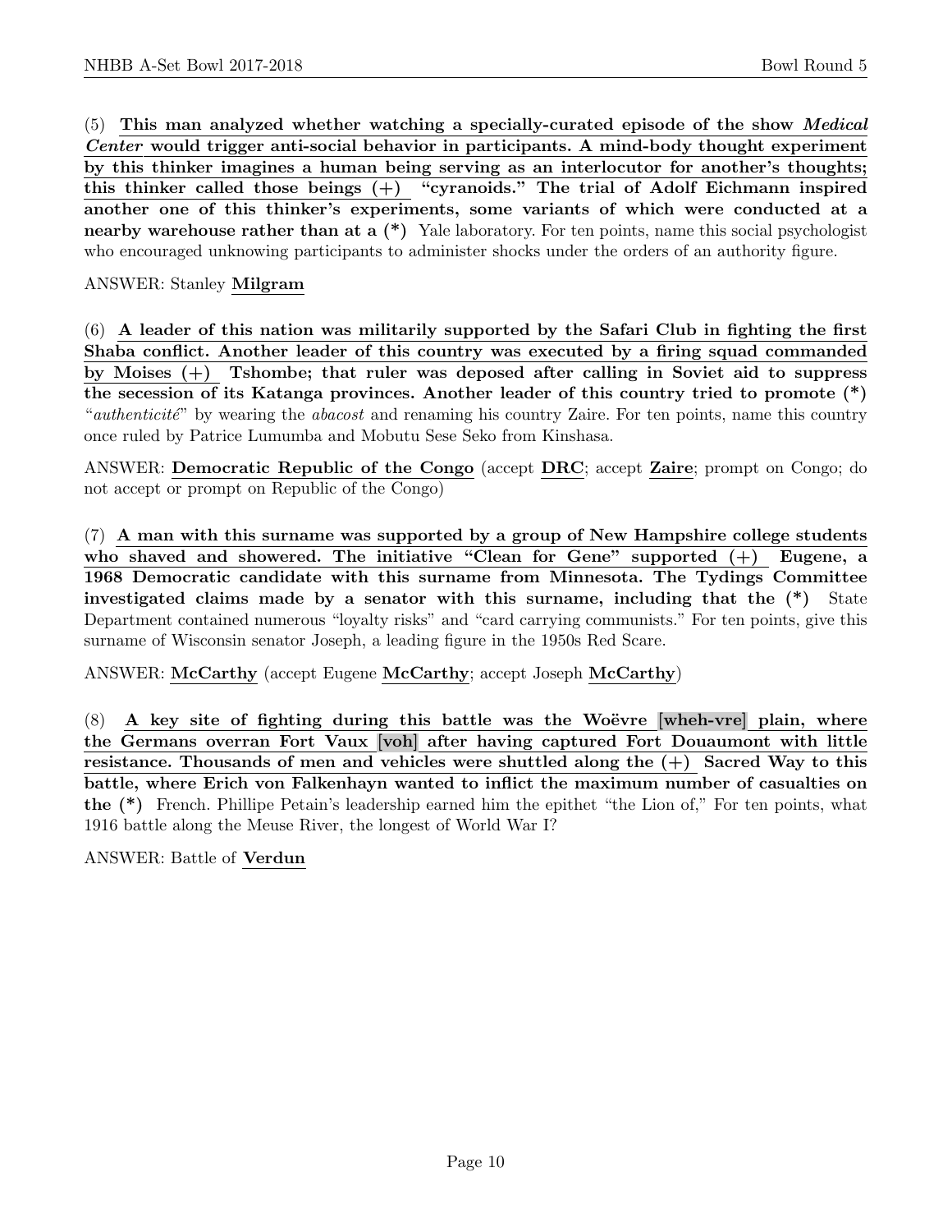(5) **This man analyzed whether watching a specially-curated episode of the show *Medical Center* would trigger anti-social behavior in participants. A mind-body thought experiment by this thinker imagines a human being serving as an interlocutor for another's thoughts; this thinker called those beings (+) "cyranoids." The trial of Adolf Eichmann inspired another one of this thinker's experiments, some variants of which were conducted at a nearby warehouse rather than at a (*)** Yale laboratory. For ten points, name this social psychologist who encouraged unknowing participants to administer shocks under the orders of an authority figure.

ANSWER: Stanley **Milgram**

(6) **A leader of this nation was militarily supported by the Safari Club in fighting the first Shaba conflict. Another leader of this country was executed by a firing squad commanded by Moises (+) Tshombe; that ruler was deposed after calling in Soviet aid to suppress the secession of its Katanga provinces. Another leader of this country tried to promote (*)** "*authenticité*" by wearing the *abacost* and renaming his country Zaire. For ten points, name this country once ruled by Patrice Lumumba and Mobutu Sese Seko from Kinshasa.

ANSWER: **Democratic Republic of the Congo** (accept **DRC**; accept **Zaire**; prompt on Congo; do not accept or prompt on Republic of the Congo)

(7) **A man with this surname was supported by a group of New Hampshire college students who shaved and showered. The initiative "Clean for Gene" supported (+) Eugene, a 1968 Democratic candidate with this surname from Minnesota. The Tydings Committee investigated claims made by a senator with this surname, including that the (*)** State Department contained numerous "loyalty risks" and "card carrying communists." For ten points, give this surname of Wisconsin senator Joseph, a leading figure in the 1950s Red Scare.

ANSWER: **McCarthy** (accept Eugene **McCarthy**; accept Joseph **McCarthy**)

(8) **A key site of fighting during this battle was the Woëvre [wheh-vre] plain, where the Germans overran Fort Vaux [voh] after having captured Fort Douaumont with little resistance. Thousands of men and vehicles were shuttled along the (+) Sacred Way to this battle, where Erich von Falkenhayn wanted to inflict the maximum number of casualties on the (*)** French. Phillipe Petain's leadership earned him the epithet "the Lion of," For ten points, what 1916 battle along the Meuse River, the longest of World War I?

ANSWER: Battle of **Verdun**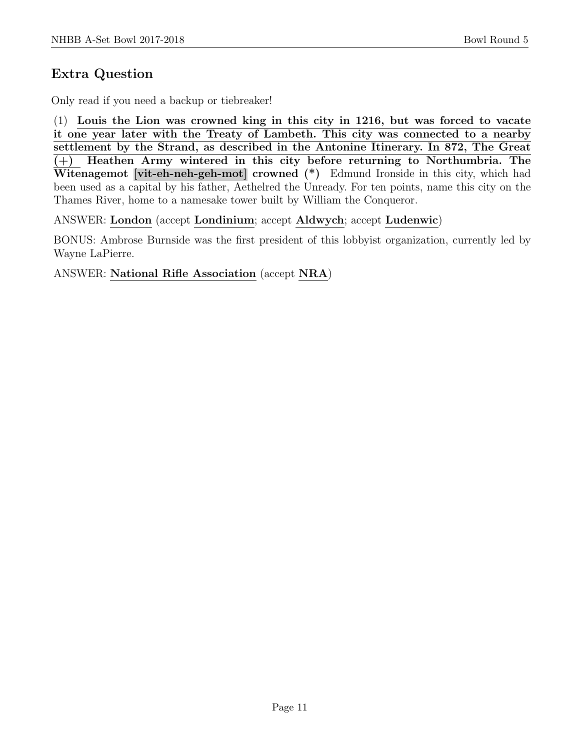## Extra Question

Only read if you need a backup or tiebreaker!

(1) **Louis the Lion was crowned king in this city in 1216, but was forced to vacate it one year later with the Treaty of Lambeth. This city was connected to a nearby settlement by the Strand, as described in the Antonine Itinerary. In 872, The Great (+) Heathen Army wintered in this city before returning to Northumbria. The Witenagemot [vit-eh-neh-geh-mot] crowned (*)** Edmund Ironside in this city, which had been used as a capital by his father, Aethelred the Unready. For ten points, name this city on the Thames River, home to a namesake tower built by William the Conqueror.

ANSWER: **London** (accept **Londinium**; accept **Aldwych**; accept **Ludenwic**)

BONUS: Ambrose Burnside was the first president of this lobbyist organization, currently led by Wayne LaPierre.

ANSWER: **National Rifle Association** (accept **NRA**)